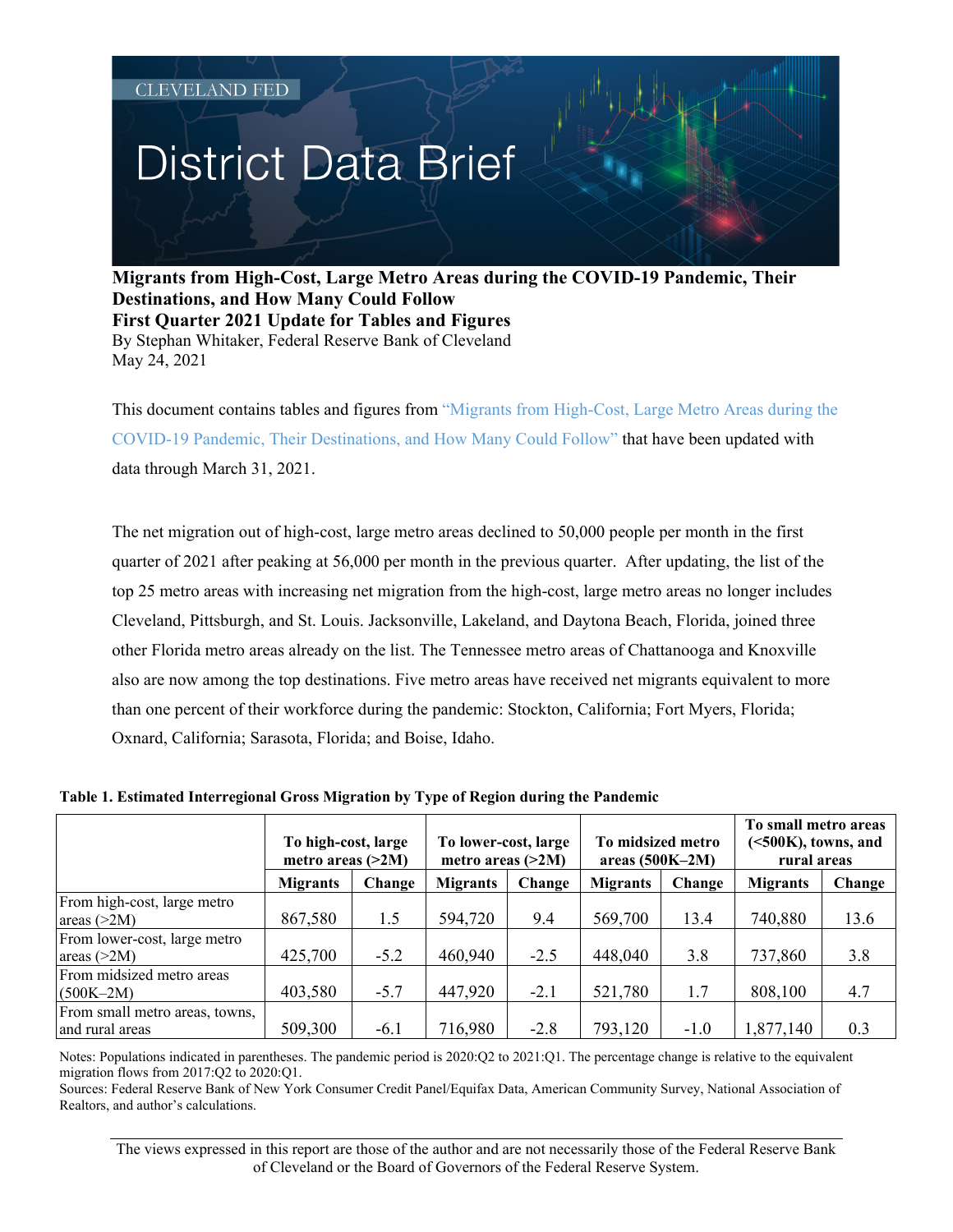CLEVELAND FED

# District Data Brief

**Migrants from High-Cost, Large Metro Areas during the COVID-19 Pandemic, Their Destinations, and How Many Could Follow**
**First Quarter 2021 Update for Tables and Figures**
By Stephan Whitaker, Federal Reserve Bank of Cleveland
May 24, 2021

This document contains tables and figures from "Migrants from High-Cost, Large Metro Areas during the COVID-19 Pandemic, Their Destinations, and How Many Could Follow" that have been updated with data through March 31, 2021.

The net migration out of high-cost, large metro areas declined to 50,000 people per month in the first quarter of 2021 after peaking at 56,000 per month in the previous quarter. After updating, the list of the top 25 metro areas with increasing net migration from the high-cost, large metro areas no longer includes Cleveland, Pittsburgh, and St. Louis. Jacksonville, Lakeland, and Daytona Beach, Florida, joined three other Florida metro areas already on the list. The Tennessee metro areas of Chattanooga and Knoxville also are now among the top destinations. Five metro areas have received net migrants equivalent to more than one percent of their workforce during the pandemic: Stockton, California; Fort Myers, Florida; Oxnard, California; Sarasota, Florida; and Boise, Idaho.

**Table 1. Estimated Interregional Gross Migration by Type of Region during the Pandemic**

| | To high-cost, large metro areas (>2M) | | To lower-cost, large metro areas (>2M) | | To midsized metro areas (500K–2M) | | To small metro areas (<500K), towns, and rural areas | |
|---|---|---|---|---|---|---|---|---|
| | Migrants | Change | Migrants | Change | Migrants | Change | Migrants | Change |
| From high-cost, large metro areas (>2M) | 867,580 | 1.5 | 594,720 | 9.4 | 569,700 | 13.4 | 740,880 | 13.6 |
| From lower-cost, large metro areas (>2M) | 425,700 | -5.2 | 460,940 | -2.5 | 448,040 | 3.8 | 737,860 | 3.8 |
| From midsized metro areas (500K–2M) | 403,580 | -5.7 | 447,920 | -2.1 | 521,780 | 1.7 | 808,100 | 4.7 |
| From small metro areas, towns, and rural areas | 509,300 | -6.1 | 716,980 | -2.8 | 793,120 | -1.0 | 1,877,140 | 0.3 |

Notes: Populations indicated in parentheses. The pandemic period is 2020:Q2 to 2021:Q1. The percentage change is relative to the equivalent migration flows from 2017:Q2 to 2020:Q1.
Sources: Federal Reserve Bank of New York Consumer Credit Panel/Equifax Data, American Community Survey, National Association of Realtors, and author's calculations.

The views expressed in this report are those of the author and are not necessarily those of the Federal Reserve Bank of Cleveland or the Board of Governors of the Federal Reserve System.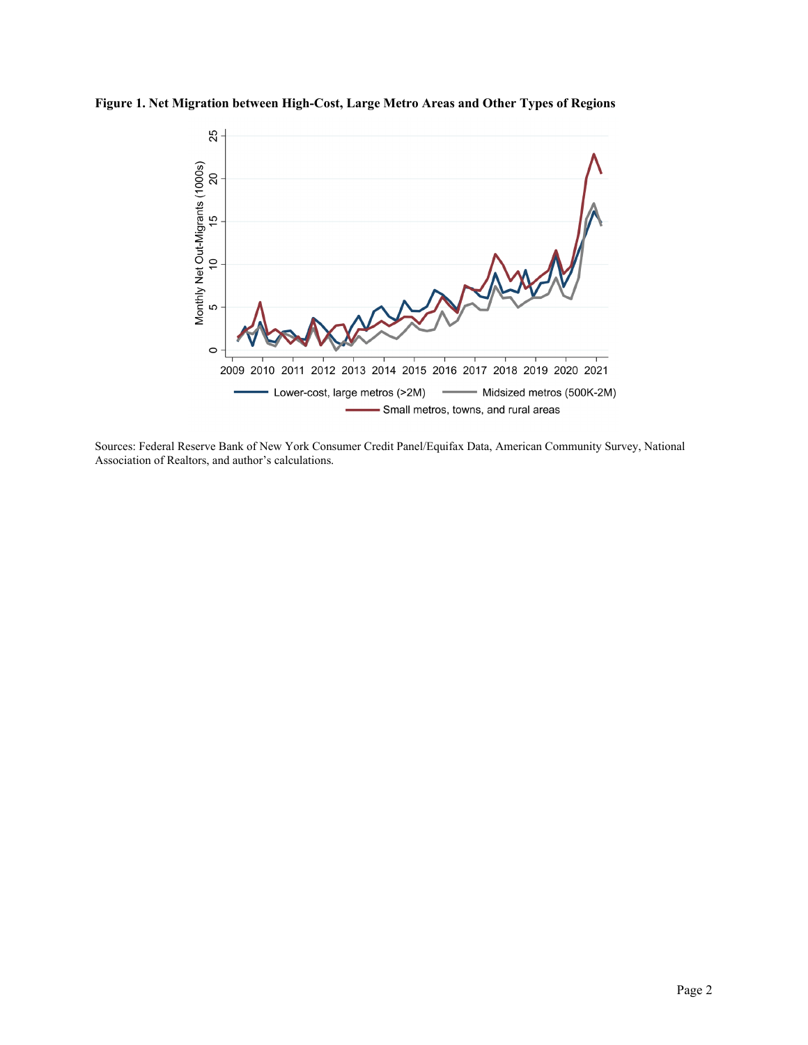**Figure 1. Net Migration between High-Cost, Large Metro Areas and Other Types of Regions**

Monthly Net Out-Migrants (1000s)

0
5
10
15
20
25

2009 2010 2011 2012 2013 2014 2015 2016 2017 2018 2019 2020 2021

Lower-cost, large metros (>2M)
Midsized metros (500K-2M)
Small metros, towns, and rural areas

Sources: Federal Reserve Bank of New York Consumer Credit Panel/Equifax Data, American Community Survey, National Association of Realtors, and author's calculations.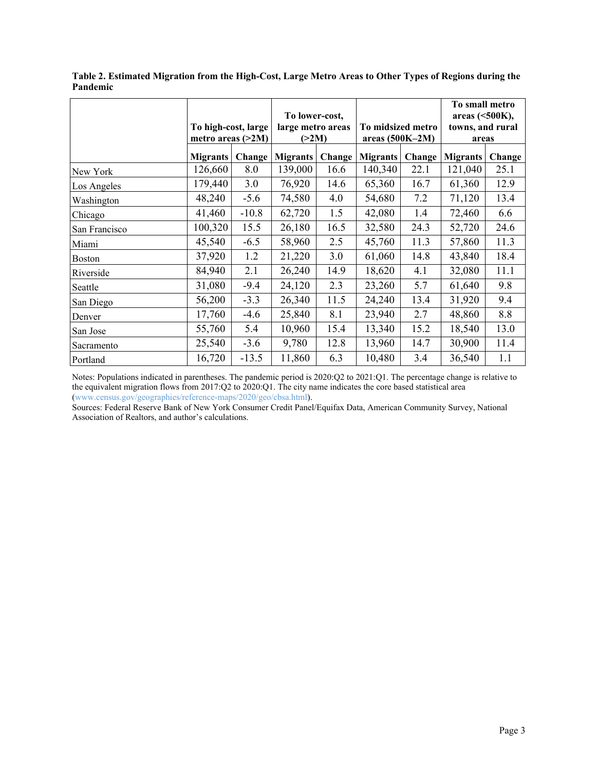**Table 2. Estimated Migration from the High-Cost, Large Metro Areas to Other Types of Regions during the Pandemic**

| | To high-cost, large metro areas (>2M) | | To lower-cost, large metro areas (>2M) | | To midsized metro areas (500K–2M) | | To small metro areas (<500K), towns, and rural areas | |
|---|---|---|---|---|---|---|---|---|
| | **Migrants** | **Change** | **Migrants** | **Change** | **Migrants** | **Change** | **Migrants** | **Change** |
| New York | 126,660 | 8.0 | 139,000 | 16.6 | 140,340 | 22.1 | 121,040 | 25.1 |
| Los Angeles | 179,440 | 3.0 | 76,920 | 14.6 | 65,360 | 16.7 | 61,360 | 12.9 |
| Washington | 48,240 | -5.6 | 74,580 | 4.0 | 54,680 | 7.2 | 71,120 | 13.4 |
| Chicago | 41,460 | -10.8 | 62,720 | 1.5 | 42,080 | 1.4 | 72,460 | 6.6 |
| San Francisco | 100,320 | 15.5 | 26,180 | 16.5 | 32,580 | 24.3 | 52,720 | 24.6 |
| Miami | 45,540 | -6.5 | 58,960 | 2.5 | 45,760 | 11.3 | 57,860 | 11.3 |
| Boston | 37,920 | 1.2 | 21,220 | 3.0 | 61,060 | 14.8 | 43,840 | 18.4 |
| Riverside | 84,940 | 2.1 | 26,240 | 14.9 | 18,620 | 4.1 | 32,080 | 11.1 |
| Seattle | 31,080 | -9.4 | 24,120 | 2.3 | 23,260 | 5.7 | 61,640 | 9.8 |
| San Diego | 56,200 | -3.3 | 26,340 | 11.5 | 24,240 | 13.4 | 31,920 | 9.4 |
| Denver | 17,760 | -4.6 | 25,840 | 8.1 | 23,940 | 2.7 | 48,860 | 8.8 |
| San Jose | 55,760 | 5.4 | 10,960 | 15.4 | 13,340 | 15.2 | 18,540 | 13.0 |
| Sacramento | 25,540 | -3.6 | 9,780 | 12.8 | 13,960 | 14.7 | 30,900 | 11.4 |
| Portland | 16,720 | -13.5 | 11,860 | 6.3 | 10,480 | 3.4 | 36,540 | 1.1 |

Notes: Populations indicated in parentheses. The pandemic period is 2020:Q2 to 2021:Q1. The percentage change is relative to the equivalent migration flows from 2017:Q2 to 2020:Q1. The city name indicates the core based statistical area (www.census.gov/geographies/reference-maps/2020/geo/cbsa.html).

Sources: Federal Reserve Bank of New York Consumer Credit Panel/Equifax Data, American Community Survey, National Association of Realtors, and author's calculations.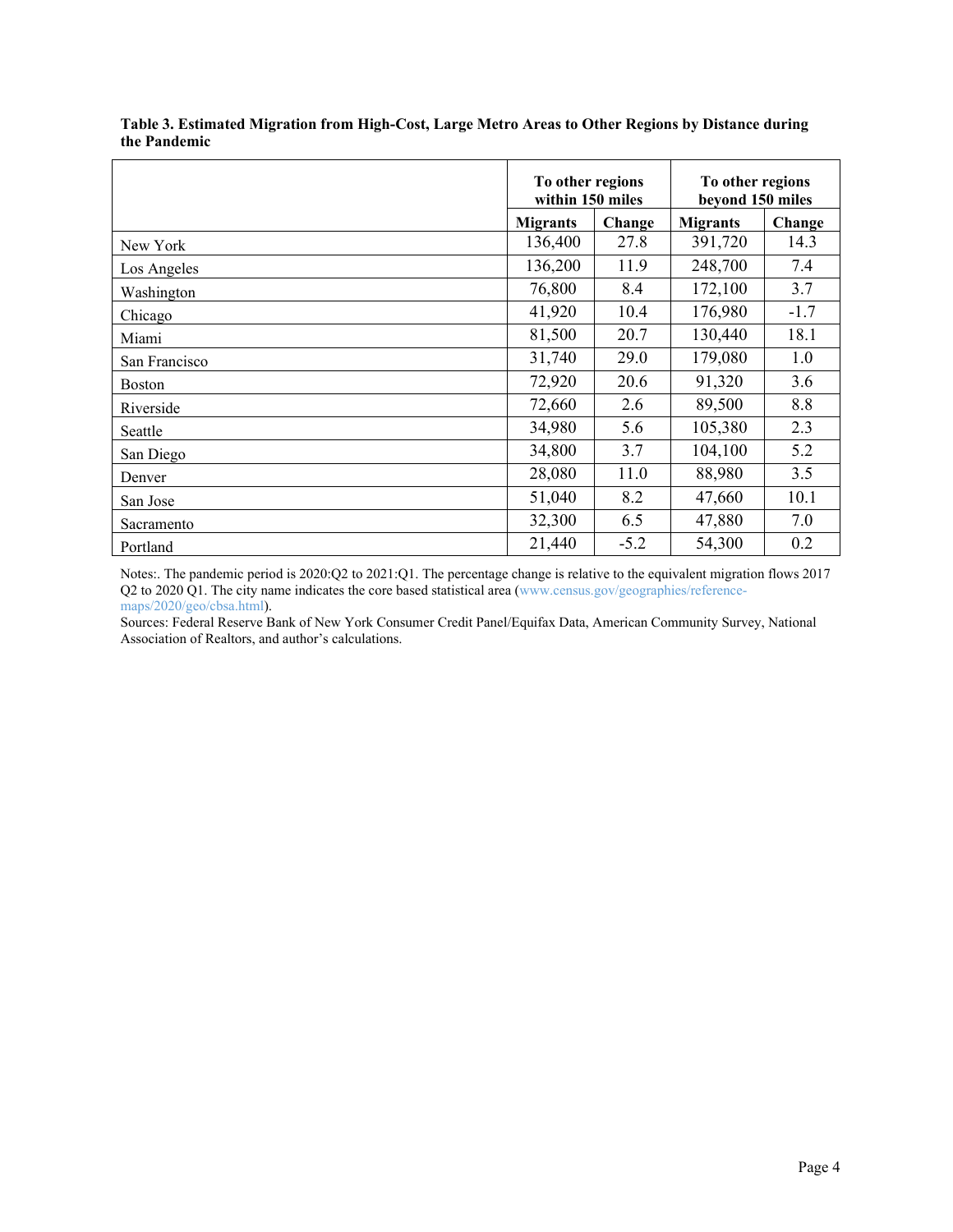**Table 3. Estimated Migration from High-Cost, Large Metro Areas to Other Regions by Distance during the Pandemic**

| | To other regions within 150 miles | | To other regions beyond 150 miles | |
|---|---|---|---|---|
| | Migrants | Change | Migrants | Change |
| New York | 136,400 | 27.8 | 391,720 | 14.3 |
| Los Angeles | 136,200 | 11.9 | 248,700 | 7.4 |
| Washington | 76,800 | 8.4 | 172,100 | 3.7 |
| Chicago | 41,920 | 10.4 | 176,980 | -1.7 |
| Miami | 81,500 | 20.7 | 130,440 | 18.1 |
| San Francisco | 31,740 | 29.0 | 179,080 | 1.0 |
| Boston | 72,920 | 20.6 | 91,320 | 3.6 |
| Riverside | 72,660 | 2.6 | 89,500 | 8.8 |
| Seattle | 34,980 | 5.6 | 105,380 | 2.3 |
| San Diego | 34,800 | 3.7 | 104,100 | 5.2 |
| Denver | 28,080 | 11.0 | 88,980 | 3.5 |
| San Jose | 51,040 | 8.2 | 47,660 | 10.1 |
| Sacramento | 32,300 | 6.5 | 47,880 | 7.0 |
| Portland | 21,440 | -5.2 | 54,300 | 0.2 |

Notes:. The pandemic period is 2020:Q2 to 2021:Q1. The percentage change is relative to the equivalent migration flows 2017 Q2 to 2020 Q1. The city name indicates the core based statistical area (www.census.gov/geographies/reference-maps/2020/geo/cbsa.html).

Sources: Federal Reserve Bank of New York Consumer Credit Panel/Equifax Data, American Community Survey, National Association of Realtors, and author's calculations.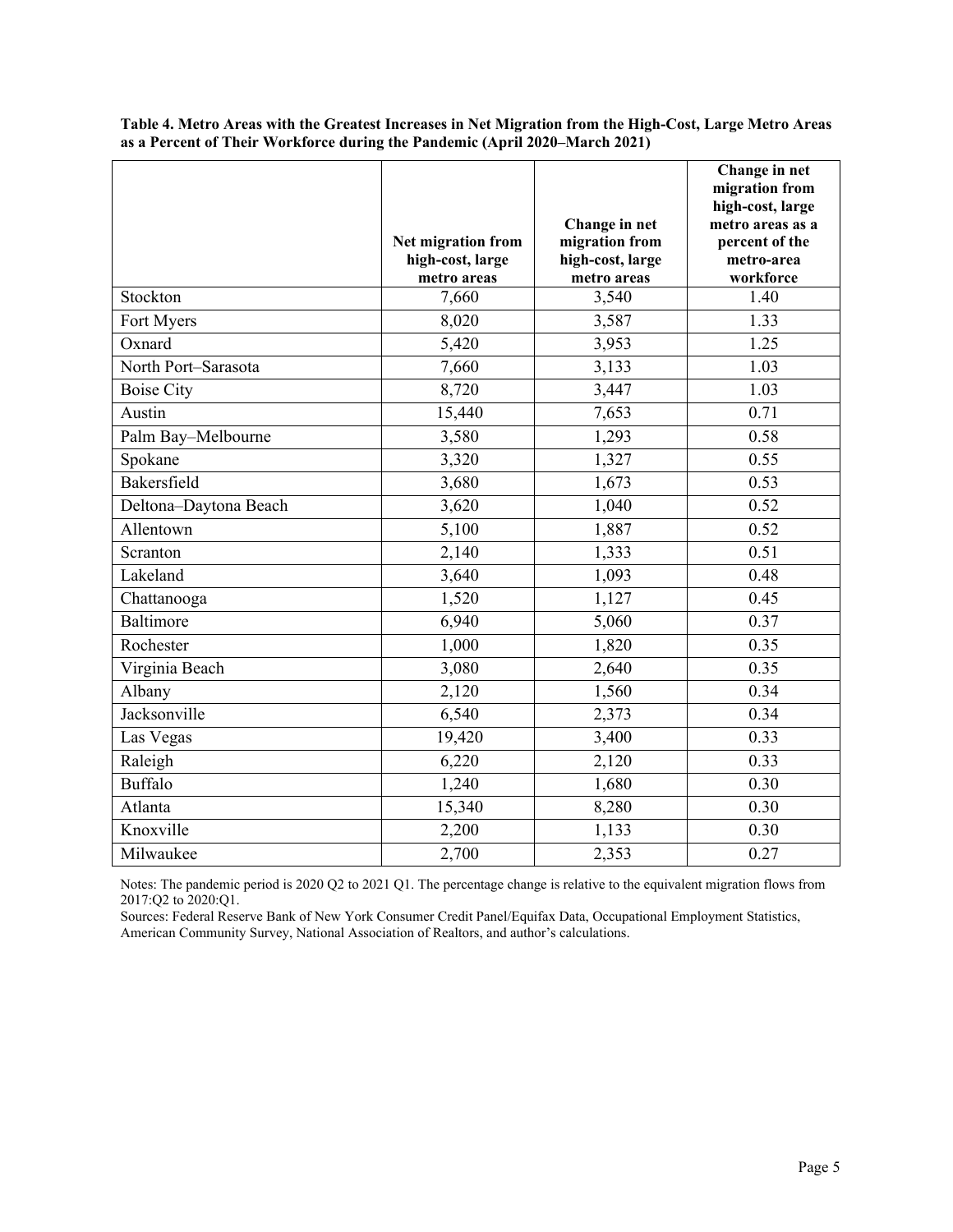**Table 4. Metro Areas with the Greatest Increases in Net Migration from the High-Cost, Large Metro Areas as a Percent of Their Workforce during the Pandemic (April 2020–March 2021)**

| | Net migration from high-cost, large metro areas | Change in net migration from high-cost, large metro areas | Change in net migration from high-cost, large metro areas as a percent of the metro-area workforce |
|---|---|---|---|
| Stockton | 7,660 | 3,540 | 1.40 |
| Fort Myers | 8,020 | 3,587 | 1.33 |
| Oxnard | 5,420 | 3,953 | 1.25 |
| North Port–Sarasota | 7,660 | 3,133 | 1.03 |
| Boise City | 8,720 | 3,447 | 1.03 |
| Austin | 15,440 | 7,653 | 0.71 |
| Palm Bay–Melbourne | 3,580 | 1,293 | 0.58 |
| Spokane | 3,320 | 1,327 | 0.55 |
| Bakersfield | 3,680 | 1,673 | 0.53 |
| Deltona–Daytona Beach | 3,620 | 1,040 | 0.52 |
| Allentown | 5,100 | 1,887 | 0.52 |
| Scranton | 2,140 | 1,333 | 0.51 |
| Lakeland | 3,640 | 1,093 | 0.48 |
| Chattanooga | 1,520 | 1,127 | 0.45 |
| Baltimore | 6,940 | 5,060 | 0.37 |
| Rochester | 1,000 | 1,820 | 0.35 |
| Virginia Beach | 3,080 | 2,640 | 0.35 |
| Albany | 2,120 | 1,560 | 0.34 |
| Jacksonville | 6,540 | 2,373 | 0.34 |
| Las Vegas | 19,420 | 3,400 | 0.33 |
| Raleigh | 6,220 | 2,120 | 0.33 |
| Buffalo | 1,240 | 1,680 | 0.30 |
| Atlanta | 15,340 | 8,280 | 0.30 |
| Knoxville | 2,200 | 1,133 | 0.30 |
| Milwaukee | 2,700 | 2,353 | 0.27 |

Notes: The pandemic period is 2020 Q2 to 2021 Q1. The percentage change is relative to the equivalent migration flows from 2017:Q2 to 2020:Q1.

Sources: Federal Reserve Bank of New York Consumer Credit Panel/Equifax Data, Occupational Employment Statistics, American Community Survey, National Association of Realtors, and author's calculations.